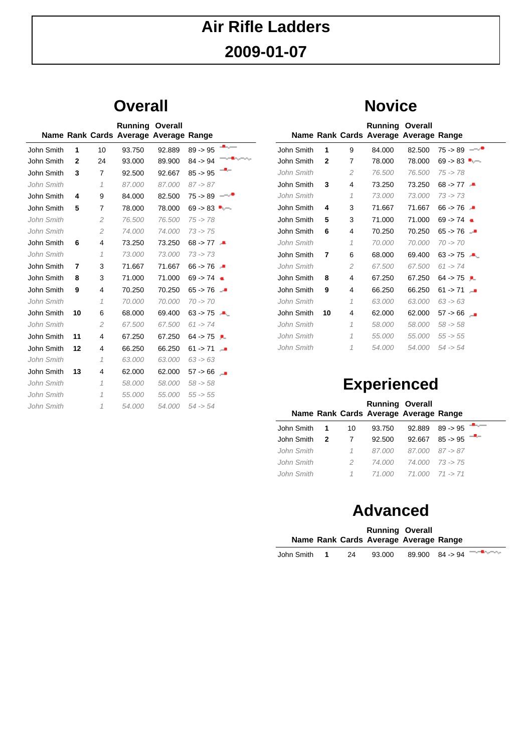# Air Rifle Ladders

# 2009-01-07

## Overall

| Name | Rank | Cards | Running Average | Overall Average | Range |
|---|---|---|---|---|---|
| John Smith | **1** | 10 | 93.750 | 92.889 | 89 -> 95 |
| John Smith | **2** | 24 | 93.000 | 89.900 | 84 -> 94 |
| John Smith | **3** | 7 | 92.500 | 92.667 | 85 -> 95 |
| *John Smith* | | *1* | *87.000* | *87.000* | *87 -> 87* |
| John Smith | **4** | 9 | 84.000 | 82.500 | 75 -> 89 |
| John Smith | **5** | 7 | 78.000 | 78.000 | 69 -> 83 |
| *John Smith* | | *2* | *76.500* | *76.500* | *75 -> 78* |
| *John Smith* | | *2* | *74.000* | *74.000* | *73 -> 75* |
| John Smith | **6** | 4 | 73.250 | 73.250 | 68 -> 77 |
| *John Smith* | | *1* | *73.000* | *73.000* | *73 -> 73* |
| John Smith | **7** | 3 | 71.667 | 71.667 | 66 -> 76 |
| John Smith | **8** | 3 | 71.000 | 71.000 | 69 -> 74 |
| John Smith | **9** | 4 | 70.250 | 70.250 | 65 -> 76 |
| *John Smith* | | *1* | *70.000* | *70.000* | *70 -> 70* |
| John Smith | **10** | 6 | 68.000 | 69.400 | 63 -> 75 |
| *John Smith* | | *2* | *67.500* | *67.500* | *61 -> 74* |
| John Smith | **11** | 4 | 67.250 | 67.250 | 64 -> 75 |
| John Smith | **12** | 4 | 66.250 | 66.250 | 61 -> 71 |
| *John Smith* | | *1* | *63.000* | *63.000* | *63 -> 63* |
| John Smith | **13** | 4 | 62.000 | 62.000 | 57 -> 66 |
| *John Smith* | | *1* | *58.000* | *58.000* | *58 -> 58* |
| *John Smith* | | *1* | *55.000* | *55.000* | *55 -> 55* |
| *John Smith* | | *1* | *54.000* | *54.000* | *54 -> 54* |

## Novice

| Name | Rank | Cards | Running Average | Overall Average | Range |
|---|---|---|---|---|---|
| John Smith | **1** | 9 | 84.000 | 82.500 | 75 -> 89 |
| John Smith | **2** | 7 | 78.000 | 78.000 | 69 -> 83 |
| *John Smith* | | *2* | *76.500* | *76.500* | *75 -> 78* |
| John Smith | **3** | 4 | 73.250 | 73.250 | 68 -> 77 |
| *John Smith* | | *1* | *73.000* | *73.000* | *73 -> 73* |
| John Smith | **4** | 3 | 71.667 | 71.667 | 66 -> 76 |
| John Smith | **5** | 3 | 71.000 | 71.000 | 69 -> 74 |
| John Smith | **6** | 4 | 70.250 | 70.250 | 65 -> 76 |
| *John Smith* | | *1* | *70.000* | *70.000* | *70 -> 70* |
| John Smith | **7** | 6 | 68.000 | 69.400 | 63 -> 75 |
| *John Smith* | | *2* | *67.500* | *67.500* | *61 -> 74* |
| John Smith | **8** | 4 | 67.250 | 67.250 | 64 -> 75 |
| John Smith | **9** | 4 | 66.250 | 66.250 | 61 -> 71 |
| *John Smith* | | *1* | *63.000* | *63.000* | *63 -> 63* |
| John Smith | **10** | 4 | 62.000 | 62.000 | 57 -> 66 |
| *John Smith* | | *1* | *58.000* | *58.000* | *58 -> 58* |
| *John Smith* | | *1* | *55.000* | *55.000* | *55 -> 55* |
| *John Smith* | | *1* | *54.000* | *54.000* | *54 -> 54* |

## Experienced

| Name | Rank | Cards | Running Average | Overall Average | Range |
|---|---|---|---|---|---|
| John Smith | **1** | 10 | 93.750 | 92.889 | 89 -> 95 |
| John Smith | **2** | 7 | 92.500 | 92.667 | 85 -> 95 |
| *John Smith* | | *1* | *87.000* | *87.000* | *87 -> 87* |
| *John Smith* | | *2* | *74.000* | *74.000* | *73 -> 75* |
| *John Smith* | | *1* | *71.000* | *71.000* | *71 -> 71* |

## Advanced

| Name | Rank | Cards | Running Average | Overall Average | Range |
|---|---|---|---|---|---|
| John Smith | **1** | 24 | 93.000 | 89.900 | 84 -> 94 |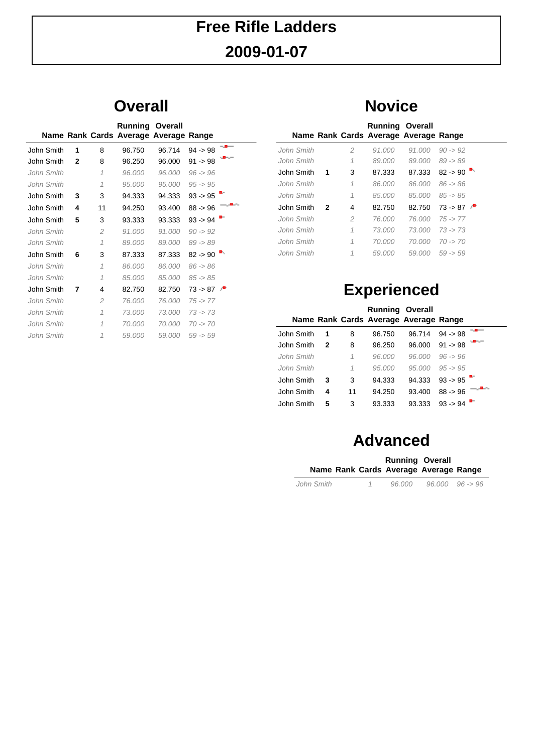# Free Rifle Ladders

# 2009-01-07

## Overall

| Name | Rank | Cards | Running Average | Overall Average | Range |
|---|---|---|---|---|---|
| John Smith | **1** | 8 | 96.750 | 96.714 | 94 -> 98 |
| John Smith | **2** | 8 | 96.250 | 96.000 | 91 -> 98 |
| *John Smith* | | *1* | *96.000* | *96.000* | *96 -> 96* |
| *John Smith* | | *1* | *95.000* | *95.000* | *95 -> 95* |
| John Smith | **3** | 3 | 94.333 | 94.333 | 93 -> 95 |
| John Smith | **4** | 11 | 94.250 | 93.400 | 88 -> 96 |
| John Smith | **5** | 3 | 93.333 | 93.333 | 93 -> 94 |
| *John Smith* | | *2* | *91.000* | *91.000* | *90 -> 92* |
| *John Smith* | | *1* | *89.000* | *89.000* | *89 -> 89* |
| John Smith | **6** | 3 | 87.333 | 87.333 | 82 -> 90 |
| *John Smith* | | *1* | *86.000* | *86.000* | *86 -> 86* |
| *John Smith* | | *1* | *85.000* | *85.000* | *85 -> 85* |
| John Smith | **7** | 4 | 82.750 | 82.750 | 73 -> 87 |
| *John Smith* | | *2* | *76.000* | *76.000* | *75 -> 77* |
| *John Smith* | | *1* | *73.000* | *73.000* | *73 -> 73* |
| *John Smith* | | *1* | *70.000* | *70.000* | *70 -> 70* |
| *John Smith* | | *1* | *59.000* | *59.000* | *59 -> 59* |

## Novice

| Name | Rank | Cards | Running Average | Overall Average | Range |
|---|---|---|---|---|---|
| *John Smith* | | *2* | *91.000* | *91.000* | *90 -> 92* |
| *John Smith* | | *1* | *89.000* | *89.000* | *89 -> 89* |
| John Smith | **1** | 3 | 87.333 | 87.333 | 82 -> 90 |
| *John Smith* | | *1* | *86.000* | *86.000* | *86 -> 86* |
| *John Smith* | | *1* | *85.000* | *85.000* | *85 -> 85* |
| John Smith | **2** | 4 | 82.750 | 82.750 | 73 -> 87 |
| *John Smith* | | *2* | *76.000* | *76.000* | *75 -> 77* |
| *John Smith* | | *1* | *73.000* | *73.000* | *73 -> 73* |
| *John Smith* | | *1* | *70.000* | *70.000* | *70 -> 70* |
| *John Smith* | | *1* | *59.000* | *59.000* | *59 -> 59* |

## Experienced

| Name | Rank | Cards | Running Average | Overall Average | Range |
|---|---|---|---|---|---|
| John Smith | **1** | 8 | 96.750 | 96.714 | 94 -> 98 |
| John Smith | **2** | 8 | 96.250 | 96.000 | 91 -> 98 |
| *John Smith* | | *1* | *96.000* | *96.000* | *96 -> 96* |
| *John Smith* | | *1* | *95.000* | *95.000* | *95 -> 95* |
| John Smith | **3** | 3 | 94.333 | 94.333 | 93 -> 95 |
| John Smith | **4** | 11 | 94.250 | 93.400 | 88 -> 96 |
| John Smith | **5** | 3 | 93.333 | 93.333 | 93 -> 94 |

## Advanced

| Name | Rank | Cards | Running Average | Overall Average | Range |
|---|---|---|---|---|---|
| *John Smith* | | *1* | *96.000* | *96.000* | *96 -> 96* |